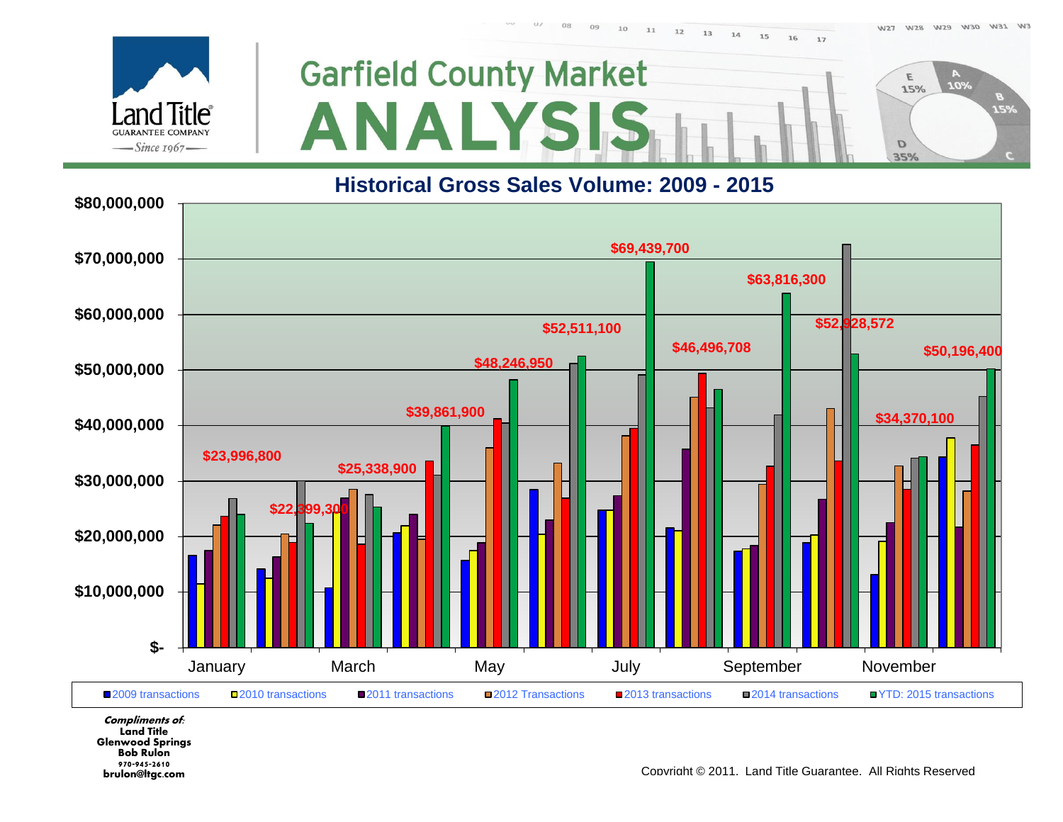Land Title
GUARANTEE COMPANY
Since 1967

# Garfield County Market ANALYSIS

## Historical Gross Sales Volume: 2009 - 2015

$80,000,000
$70,000,000
$60,000,000
$50,000,000
$40,000,000
$30,000,000
$20,000,000
$10,000,000
$-

$23,996,800
$22,399,300
$25,338,900
$39,861,900
$48,246,950
$52,511,100
$69,439,700
$46,496,708
$63,816,300
$52,928,572
$34,370,100
$50,196,400

January March May July September November

2009 transactions | 2010 transactions | 2011 transactions | 2012 Transactions | 2013 transactions | 2014 transactions | YTD: 2015 transactions

***Compliments of:***
**Land Title**
**Glenwood Springs**
**Bob Rulon**
**970-945-2610**
**brulon@ltgc.com**

Copyright © 2011. Land Title Guarantee. All Rights Reserved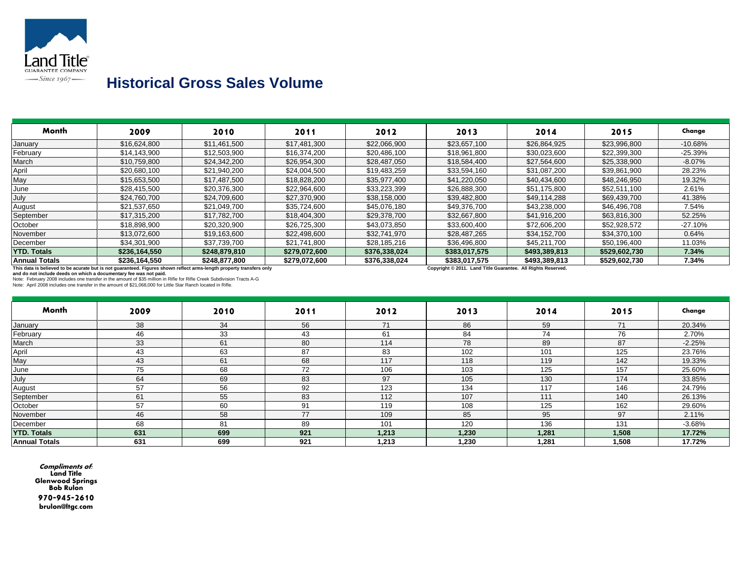Land Title GUARANTEE COMPANY — Since 1967 —

# Historical Gross Sales Volume

| Month | 2009 | 2010 | 2011 | 2012 | 2013 | 2014 | 2015 | Change |
|---|---|---|---|---|---|---|---|---|
| January | $16,624,800 | $11,461,500 | $17,481,300 | $22,066,900 | $23,657,100 | $26,864,925 | $23,996,800 | -10.68% |
| February | $14,143,900 | $12,503,900 | $16,374,200 | $20,486,100 | $18,961,800 | $30,023,600 | $22,399,300 | -25.39% |
| March | $10,759,800 | $24,342,200 | $26,954,300 | $28,487,050 | $18,584,400 | $27,564,600 | $25,338,900 | -8.07% |
| April | $20,680,100 | $21,940,200 | $24,004,500 | $19,483,259 | $33,594,160 | $31,087,200 | $39,861,900 | 28.23% |
| May | $15,653,500 | $17,487,500 | $18,828,200 | $35,977,400 | $41,220,050 | $40,434,600 | $48,246,950 | 19.32% |
| June | $28,415,500 | $20,376,300 | $22,964,600 | $33,223,399 | $26,888,300 | $51,175,800 | $52,511,100 | 2.61% |
| July | $24,760,700 | $24,709,600 | $27,370,900 | $38,158,000 | $39,482,800 | $49,114,288 | $69,439,700 | 41.38% |
| August | $21,537,650 | $21,049,700 | $35,724,600 | $45,076,180 | $49,376,700 | $43,238,000 | $46,496,708 | 7.54% |
| September | $17,315,200 | $17,782,700 | $18,404,300 | $29,378,700 | $32,667,800 | $41,916,200 | $63,816,300 | 52.25% |
| October | $18,898,900 | $20,320,900 | $26,725,300 | $43,073,850 | $33,600,400 | $72,606,200 | $52,928,572 | -27.10% |
| November | $13,072,600 | $19,163,600 | $22,498,600 | $32,741,970 | $28,487,265 | $34,152,700 | $34,370,100 | 0.64% |
| December | $34,301,900 | $37,739,700 | $21,741,800 | $28,185,216 | $36,496,800 | $45,211,700 | $50,196,400 | 11.03% |
| **YTD. Totals** | **$236,164,550** | **$248,879,810** | **$279,072,600** | **$376,338,024** | **$383,017,575** | **$493,389,813** | **$529,602,730** | **7.34%** |
| **Annual Totals** | **$236,164,550** | **$248,877,800** | **$279,072,600** | **$376,338,024** | **$383,017,575** | **$493,389,813** | **$529,602,730** | **7.34%** |

**This data is believed to be acurate but is not guaranteed. Figures shown reflect arms-length property transfers only and do not include deeds on which a documentary fee was not paid.**

Note: February 2008 includes one transfer in the amount of $35 million in Rifle for Rifle Creek Subdivision Tracts A-G

Note: April 2008 includes one transfer in the amount of $21,068,000 for Little Star Ranch located in Rifle.

**Copyright © 2011. Land Title Guarantee. All Rights Reserved.**

| Month | 2009 | 2010 | 2011 | 2012 | 2013 | 2014 | 2015 | Change |
|---|---|---|---|---|---|---|---|---|
| January | 38 | 34 | 56 | 71 | 86 | 59 | 71 | 20.34% |
| February | 46 | 33 | 43 | 61 | 84 | 74 | 76 | 2.70% |
| March | 33 | 61 | 80 | 114 | 78 | 89 | 87 | -2.25% |
| April | 43 | 63 | 87 | 83 | 102 | 101 | 125 | 23.76% |
| May | 43 | 61 | 68 | 117 | 118 | 119 | 142 | 19.33% |
| June | 75 | 68 | 72 | 106 | 103 | 125 | 157 | 25.60% |
| July | 64 | 69 | 83 | 97 | 105 | 130 | 174 | 33.85% |
| August | 57 | 56 | 92 | 123 | 134 | 117 | 146 | 24.79% |
| September | 61 | 55 | 83 | 112 | 107 | 111 | 140 | 26.13% |
| October | 57 | 60 | 91 | 119 | 108 | 125 | 162 | 29.60% |
| November | 46 | 58 | 77 | 109 | 85 | 95 | 97 | 2.11% |
| December | 68 | 81 | 89 | 101 | 120 | 136 | 131 | -3.68% |
| **YTD. Totals** | **631** | **699** | **921** | **1,213** | **1,230** | **1,281** | **1,508** | **17.72%** |
| **Annual Totals** | **631** | **699** | **921** | **1,213** | **1,230** | **1,281** | **1,508** | **17.72%** |

***Compliments of:***
**Land Title**
**Glenwood Springs**
**Bob Rulon**
**970-945-2610**
**brulon@ltgc.com**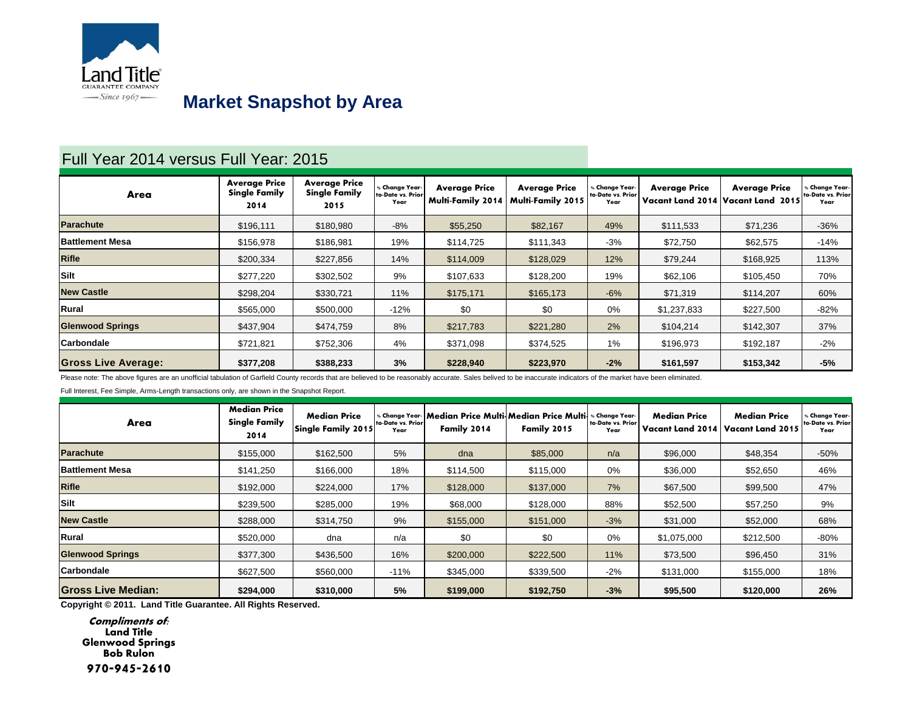Land Title GUARANTEE COMPANY — Since 1967 —

# Market Snapshot by Area

## Full Year 2014 versus Full Year: 2015

| Area | Average Price Single Family 2014 | Average Price Single Family 2015 | % Change Year-to-Date vs. Prior Year | Average Price Multi-Family 2014 | Average Price Multi-Family 2015 | % Change Year-to-Date vs. Prior Year | Average Price Vacant Land 2014 | Average Price Vacant Land 2015 | % Change Year-to-Date vs. Prior Year |
|---|---|---|---|---|---|---|---|---|---|
| Parachute | $196,111 | $180,980 | -8% | $55,250 | $82,167 | 49% | $111,533 | $71,236 | -36% |
| Battlement Mesa | $156,978 | $186,981 | 19% | $114,725 | $111,343 | -3% | $72,750 | $62,575 | -14% |
| Rifle | $200,334 | $227,856 | 14% | $114,009 | $128,029 | 12% | $79,244 | $168,925 | 113% |
| Silt | $277,220 | $302,502 | 9% | $107,633 | $128,200 | 19% | $62,106 | $105,450 | 70% |
| New Castle | $298,204 | $330,721 | 11% | $175,171 | $165,173 | -6% | $71,319 | $114,207 | 60% |
| Rural | $565,000 | $500,000 | -12% | $0 | $0 | 0% | $1,237,833 | $227,500 | -82% |
| Glenwood Springs | $437,904 | $474,759 | 8% | $217,783 | $221,280 | 2% | $104,214 | $142,307 | 37% |
| Carbondale | $721,821 | $752,306 | 4% | $371,098 | $374,525 | 1% | $196,973 | $192,187 | -2% |
| **Gross Live Average:** | **$377,208** | **$388,233** | **3%** | **$228,940** | **$223,970** | **-2%** | **$161,597** | **$153,342** | **-5%** |

Please note: The above figures are an unofficial tabulation of Garfield County records that are believed to be reasonably accurate. Sales belived to be inaccurate indicators of the market have been eliminated.

Full Interest, Fee Simple, Arms-Length transactions only, are shown in the Snapshot Report.

| Area | Median Price Single Family 2014 | Median Price Single Family 2015 | % Change Year-to-Date vs. Prior Year | Median Price Multi-Family 2014 | Median Price Multi-Family 2015 | % Change Year-to-Date vs. Prior Year | Median Price Vacant Land 2014 | Median Price Vacant Land 2015 | % Change Year-to-Date vs. Prior Year |
|---|---|---|---|---|---|---|---|---|---|
| Parachute | $155,000 | $162,500 | 5% | dna | $85,000 | n/a | $96,000 | $48,354 | -50% |
| Battlement Mesa | $141,250 | $166,000 | 18% | $114,500 | $115,000 | 0% | $36,000 | $52,650 | 46% |
| Rifle | $192,000 | $224,000 | 17% | $128,000 | $137,000 | 7% | $67,500 | $99,500 | 47% |
| Silt | $239,500 | $285,000 | 19% | $68,000 | $128,000 | 88% | $52,500 | $57,250 | 9% |
| New Castle | $288,000 | $314,750 | 9% | $155,000 | $151,000 | -3% | $31,000 | $52,000 | 68% |
| Rural | $520,000 | dna | n/a | $0 | $0 | 0% | $1,075,000 | $212,500 | -80% |
| Glenwood Springs | $377,300 | $436,500 | 16% | $200,000 | $222,500 | 11% | $73,500 | $96,450 | 31% |
| Carbondale | $627,500 | $560,000 | -11% | $345,000 | $339,500 | -2% | $131,000 | $155,000 | 18% |
| **Gross Live Median:** | **$294,000** | **$310,000** | **5%** | **$199,000** | **$192,750** | **-3%** | **$95,500** | **$120,000** | **26%** |

**Copyright © 2011. Land Title Guarantee. All Rights Reserved.**

***Compliments of*:**
**Land Title**
**Glenwood Springs**
**Bob Rulon**
**970-945-2610**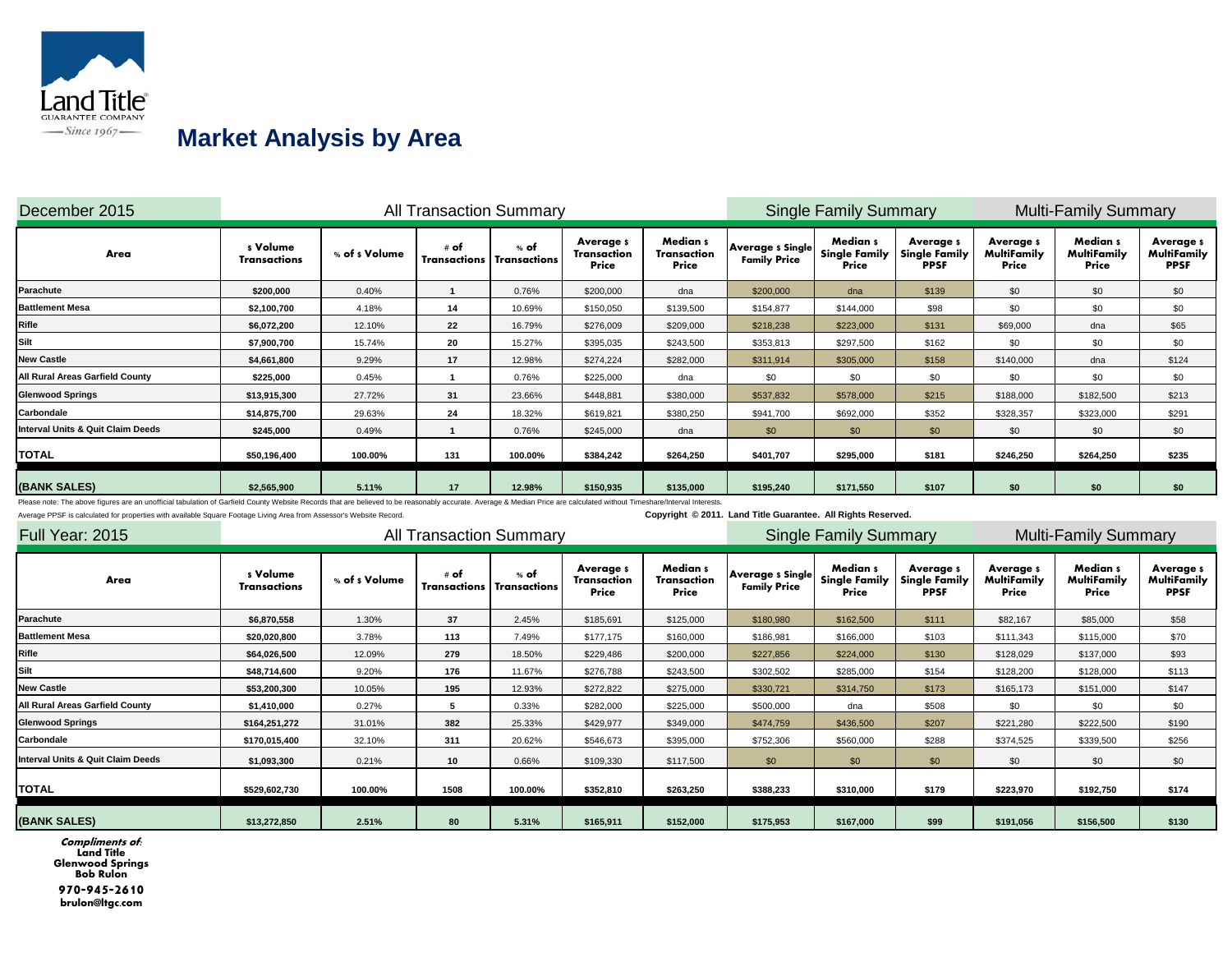Land Title GUARANTEE COMPANY — Since 1967 —

# Market Analysis by Area

| December 2015 | All Transaction Summary | | | | | | Single Family Summary | | | Multi-Family Summary | | |
|---|---|---|---|---|---|---|---|---|---|---|---|---|
| **Area** | **$ Volume Transactions** | **% of $ Volume** | **# of Transactions** | **% of Transactions** | **Average $ Transaction Price** | **Median $ Transaction Price** | **Average $ Single Family Price** | **Median $ Single Family Price** | **Average $ Single Family PPSF** | **Average $ MultiFamily Price** | **Median $ MultiFamily Price** | **Average $ MultiFamily PPSF** |
| Parachute | $200,000 | 0.40% | 1 | 0.76% | $200,000 | dna | $200,000 | dna | $139 | $0 | $0 | $0 |
| Battlement Mesa | $2,100,700 | 4.18% | 14 | 10.69% | $150,050 | $139,500 | $154,877 | $144,000 | $98 | $0 | $0 | $0 |
| Rifle | $6,072,200 | 12.10% | 22 | 16.79% | $276,009 | $209,000 | $218,238 | $223,000 | $131 | $69,000 | dna | $65 |
| Silt | $7,900,700 | 15.74% | 20 | 15.27% | $395,035 | $243,500 | $353,813 | $297,500 | $162 | $0 | $0 | $0 |
| New Castle | $4,661,800 | 9.29% | 17 | 12.98% | $274,224 | $282,000 | $311,914 | $305,000 | $158 | $140,000 | dna | $124 |
| All Rural Areas Garfield County | $225,000 | 0.45% | 1 | 0.76% | $225,000 | dna | $0 | $0 | $0 | $0 | $0 | $0 |
| Glenwood Springs | $13,915,300 | 27.72% | 31 | 23.66% | $448,881 | $380,000 | $537,832 | $578,000 | $215 | $188,000 | $182,500 | $213 |
| Carbondale | $14,875,700 | 29.63% | 24 | 18.32% | $619,821 | $380,250 | $941,700 | $692,000 | $352 | $328,357 | $323,000 | $291 |
| Interval Units & Quit Claim Deeds | $245,000 | 0.49% | 1 | 0.76% | $245,000 | dna | $0 | $0 | $0 | $0 | $0 | $0 |
| **TOTAL** | $50,196,400 | 100.00% | 131 | 100.00% | $384,242 | $264,250 | $401,707 | $295,000 | $181 | $246,250 | $264,250 | $235 |
| **(BANK SALES)** | $2,565,900 | 5.11% | 17 | 12.98% | $150,935 | $135,000 | $195,240 | $171,550 | $107 | $0 | $0 | $0 |

Please note: The above figures are an unofficial tabulation of Garfield County Website Records that are believed to be reasonably accurate. Average & Median Price are calculated without Timeshare/Interval Interests.

Average PPSF is calculated for properties with available Square Footage Living Area from Assessor's Website Record.

**Copyright © 2011. Land Title Guarantee. All Rights Reserved.**

| Full Year: 2015 | All Transaction Summary | | | | | | Single Family Summary | | | Multi-Family Summary | | |
|---|---|---|---|---|---|---|---|---|---|---|---|---|
| **Area** | **$ Volume Transactions** | **% of $ Volume** | **# of Transactions** | **% of Transactions** | **Average $ Transaction Price** | **Median $ Transaction Price** | **Average $ Single Family Price** | **Median $ Single Family Price** | **Average $ Single Family PPSF** | **Average $ MultiFamily Price** | **Median $ MultiFamily Price** | **Average $ MultiFamily PPSF** |
| Parachute | $6,870,558 | 1.30% | 37 | 2.45% | $185,691 | $125,000 | $180,980 | $162,500 | $111 | $82,167 | $85,000 | $58 |
| Battlement Mesa | $20,020,800 | 3.78% | 113 | 7.49% | $177,175 | $160,000 | $186,981 | $166,000 | $103 | $111,343 | $115,000 | $70 |
| Rifle | $64,026,500 | 12.09% | 279 | 18.50% | $229,486 | $200,000 | $227,856 | $224,000 | $130 | $128,029 | $137,000 | $93 |
| Silt | $48,714,600 | 9.20% | 176 | 11.67% | $276,788 | $243,500 | $302,502 | $285,000 | $154 | $128,200 | $128,000 | $113 |
| New Castle | $53,200,300 | 10.05% | 195 | 12.93% | $272,822 | $275,000 | $330,721 | $314,750 | $173 | $165,173 | $151,000 | $147 |
| All Rural Areas Garfield County | $1,410,000 | 0.27% | 5 | 0.33% | $282,000 | $225,000 | $500,000 | dna | $508 | $0 | $0 | $0 |
| Glenwood Springs | $164,251,272 | 31.01% | 382 | 25.33% | $429,977 | $349,000 | $474,759 | $436,500 | $207 | $221,280 | $222,500 | $190 |
| Carbondale | $170,015,400 | 32.10% | 311 | 20.62% | $546,673 | $395,000 | $752,306 | $560,000 | $288 | $374,525 | $339,500 | $256 |
| Interval Units & Quit Claim Deeds | $1,093,300 | 0.21% | 10 | 0.66% | $109,330 | $117,500 | $0 | $0 | $0 | $0 | $0 | $0 |
| **TOTAL** | $529,602,730 | 100.00% | 1508 | 100.00% | $352,810 | $263,250 | $388,233 | $310,000 | $179 | $223,970 | $192,750 | $174 |
| **(BANK SALES)** | $13,272,850 | 2.51% | 80 | 5.31% | $165,911 | $152,000 | $175,953 | $167,000 | $99 | $191,056 | $156,500 | $130 |

***Compliments of:***
**Land Title**
**Glenwood Springs**
**Bob Rulon**
**970-945-2610**
**brulon@ltgc.com**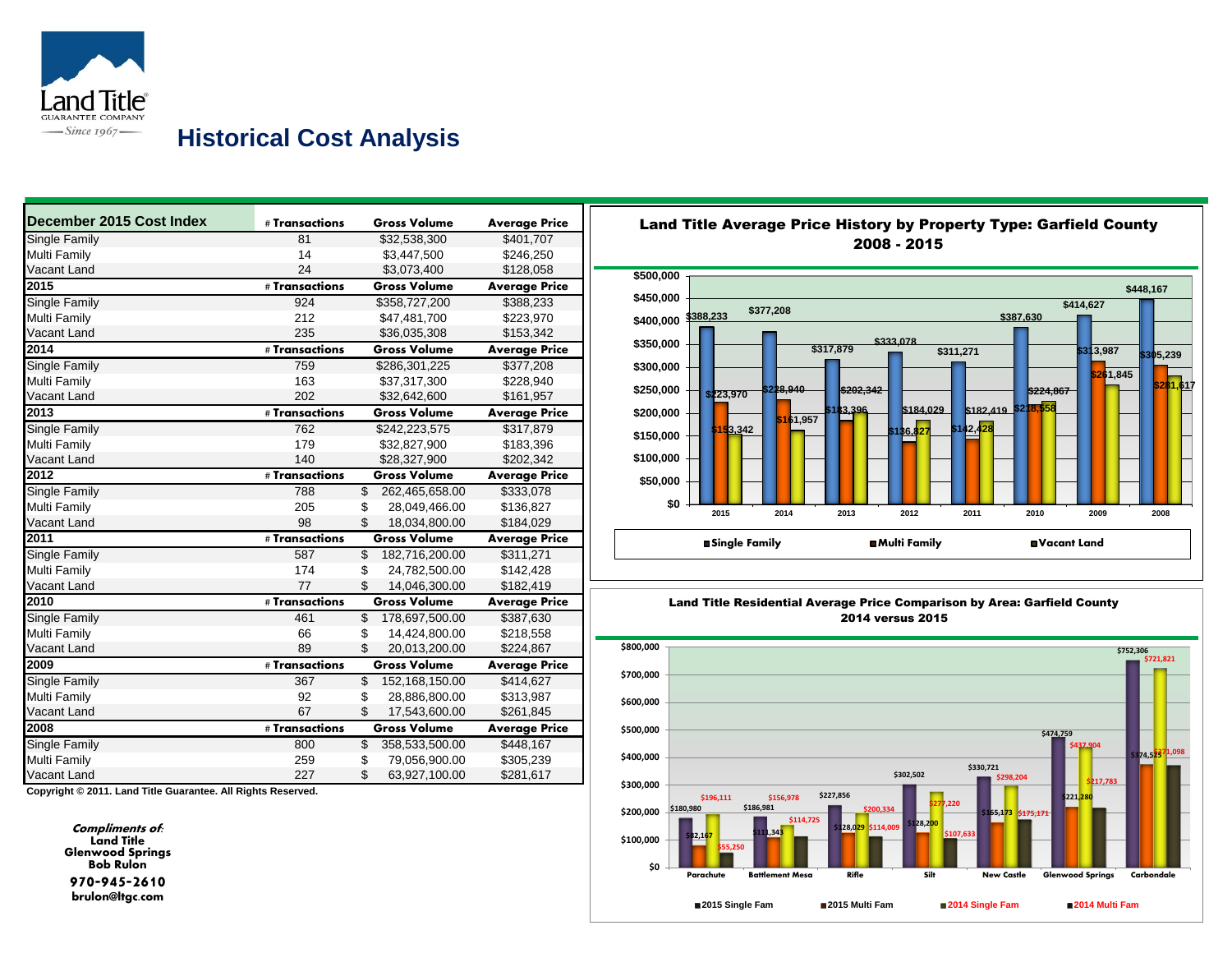# Historical Cost Analysis

| December 2015 Cost Index | # Transactions | Gross Volume | Average Price |
|---|---|---|---|
| Single Family | 81 | $32,538,300 | $401,707 |
| Multi Family | 14 | $3,447,500 | $246,250 |
| Vacant Land | 24 | $3,073,400 | $128,058 |
| **2015** | **# Transactions** | **Gross Volume** | **Average Price** |
| Single Family | 924 | $358,727,200 | $388,233 |
| Multi Family | 212 | $47,481,700 | $223,970 |
| Vacant Land | 235 | $36,035,308 | $153,342 |
| **2014** | **# Transactions** | **Gross Volume** | **Average Price** |
| Single Family | 759 | $286,301,225 | $377,208 |
| Multi Family | 163 | $37,317,300 | $228,940 |
| Vacant Land | 202 | $32,642,600 | $161,957 |
| **2013** | **# Transactions** | **Gross Volume** | **Average Price** |
| Single Family | 762 | $242,223,575 | $317,879 |
| Multi Family | 179 | $32,827,900 | $183,396 |
| Vacant Land | 140 | $28,327,900 | $202,342 |
| **2012** | **# Transactions** | **Gross Volume** | **Average Price** |
| Single Family | 788 | $ 262,465,658.00 | $333,078 |
| Multi Family | 205 | $ 28,049,466.00 | $136,827 |
| Vacant Land | 98 | $ 18,034,800.00 | $184,029 |
| **2011** | **# Transactions** | **Gross Volume** | **Average Price** |
| Single Family | 587 | $ 182,716,200.00 | $311,271 |
| Multi Family | 174 | $ 24,782,500.00 | $142,428 |
| Vacant Land | 77 | $ 14,046,300.00 | $182,419 |
| **2010** | **# Transactions** | **Gross Volume** | **Average Price** |
| Single Family | 461 | $ 178,697,500.00 | $387,630 |
| Multi Family | 66 | $ 14,424,800.00 | $218,558 |
| Vacant Land | 89 | $ 20,013,200.00 | $224,867 |
| **2009** | **# Transactions** | **Gross Volume** | **Average Price** |
| Single Family | 367 | $ 152,168,150.00 | $414,627 |
| Multi Family | 92 | $ 28,886,800.00 | $313,987 |
| Vacant Land | 67 | $ 17,543,600.00 | $261,845 |
| **2008** | **# Transactions** | **Gross Volume** | **Average Price** |
| Single Family | 800 | $ 358,533,500.00 | $448,167 |
| Multi Family | 259 | $ 79,056,900.00 | $305,239 |
| Vacant Land | 227 | $ 63,927,100.00 | $281,617 |

Copyright © 2011. Land Title Guarantee. All Rights Reserved.

## Land Title Average Price History by Property Type: Garfield County 2008 - 2015

| Year | Single Family | Multi Family | Vacant Land |
|---|---|---|---|
| 2015 | $388,233 | $223,970 | $153,342 |
| 2014 | $377,208 | $228,940 | $161,957 |
| 2013 | $317,879 | $183,396 | $202,342 |
| 2012 | $333,078 | $136,827 | $184,029 |
| 2011 | $311,271 | $142,428 | $182,419 |
| 2010 | $387,630 | $218,558 | $224,867 |
| 2009 | $414,627 | $313,987 | $261,845 |
| 2008 | $448,167 | $305,239 | $281,617 |

## Land Title Residential Average Price Comparison by Area: Garfield County 2014 versus 2015

| Area | 2015 Single Fam | 2015 Multi Fam | 2014 Single Fam | 2014 Multi Fam |
|---|---|---|---|---|
| Parachute | $180,980 | $82,167 | $196,111 | $55,250 |
| Battlement Mesa | $186,981 | $111,343 | $156,978 | $114,725 |
| Rifle | $227,856 | $128,029 | $200,334 | $114,009 |
| Silt | $302,502 | $128,200 | $277,220 | $107,633 |
| New Castle | $330,721 | $165,173 | $298,204 | $175,171 |
| Glenwood Springs | $474,759 | $221,280 | $437,904 | $217,783 |
| Carbondale | $752,306 | $374,525 | $721,821 | $371,098 |

*Compliments of:*
**Land Title**
**Glenwood Springs**
**Bob Rulon**
**970-945-2610**
**brulon@ltgc.com**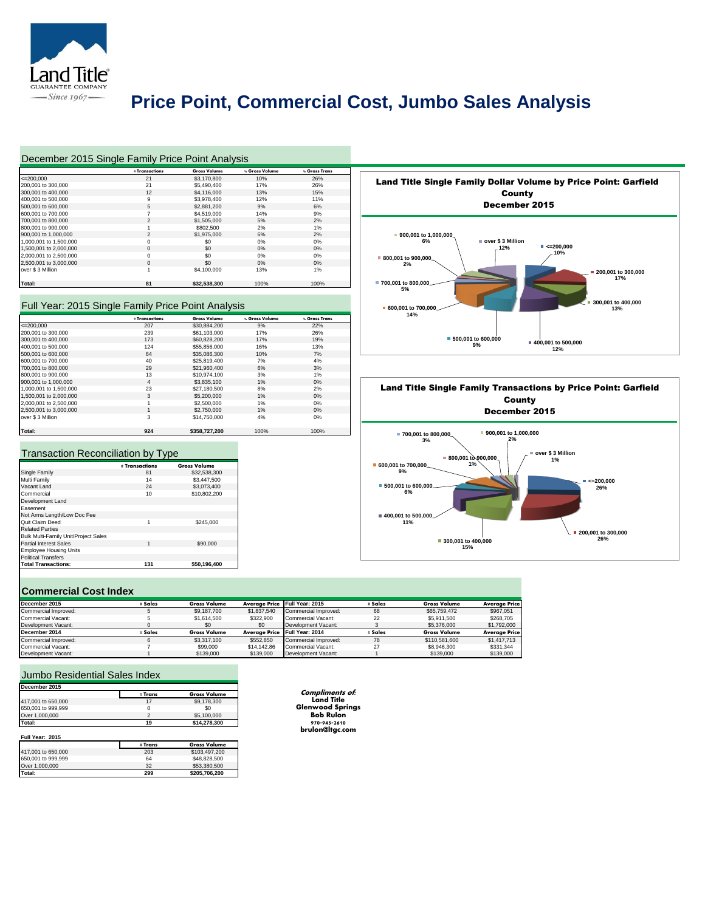Land Title GUARANTEE COMPANY — Since 1967 —

# Price Point, Commercial Cost, Jumbo Sales Analysis

## December 2015 Single Family Price Point Analysis

| | # Transactions | Gross Volume | % Gross Volume | % Gross Trans |
|---|---|---|---|---|
| <=200,000 | 21 | $3,170,800 | 10% | 26% |
| 200,001 to 300,000 | 21 | $5,490,400 | 17% | 26% |
| 300,001 to 400,000 | 12 | $4,116,000 | 13% | 15% |
| 400,001 to 500,000 | 9 | $3,978,400 | 12% | 11% |
| 500,001 to 600,000 | 5 | $2,881,200 | 9% | 6% |
| 600,001 to 700,000 | 7 | $4,519,000 | 14% | 9% |
| 700,001 to 800,000 | 2 | $1,505,000 | 5% | 2% |
| 800,001 to 900,000 | 1 | $802,500 | 2% | 1% |
| 900,001 to 1,000,000 | 2 | $1,975,000 | 6% | 2% |
| 1,000,001 to 1,500,000 | 0 | $0 | 0% | 0% |
| 1,500,001 to 2,000,000 | 0 | $0 | 0% | 0% |
| 2,000,001 to 2,500,000 | 0 | $0 | 0% | 0% |
| 2,500,001 to 3,000,000 | 0 | $0 | 0% | 0% |
| over $ 3 Million | 1 | $4,100,000 | 13% | 1% |
| **Total:** | **81** | **$32,538,300** | 100% | 100% |

**Land Title Single Family Dollar Volume by Price Point: Garfield County December 2015**

- <=200,000: 10%
- 200,001 to 300,000: 17%
- 300,001 to 400,000: 13%
- 400,001 to 500,000: 12%
- 500,001 to 600,000: 9%
- 600,001 to 700,000: 14%
- 700,001 to 800,000: 5%
- 800,001 to 900,000: 2%
- 900,001 to 1,000,000: 6%
- over $ 3 Million: 12%

## Full Year: 2015 Single Family Price Point Analysis

| | # Transactions | Gross Volume | % Gross Volume | % Gross Trans |
|---|---|---|---|---|
| <=200,000 | 207 | $30,884,200 | 9% | 22% |
| 200,001 to 300,000 | 239 | $61,103,000 | 17% | 26% |
| 300,001 to 400,000 | 173 | $60,828,200 | 17% | 19% |
| 400,001 to 500,000 | 124 | $55,856,000 | 16% | 13% |
| 500,001 to 600,000 | 64 | $35,086,300 | 10% | 7% |
| 600,001 to 700,000 | 40 | $25,819,400 | 7% | 4% |
| 700,001 to 800,000 | 29 | $21,960,400 | 6% | 3% |
| 800,001 to 900,000 | 13 | $10,974,100 | 3% | 1% |
| 900,001 to 1,000,000 | 4 | $3,835,100 | 1% | 0% |
| 1,000,001 to 1,500,000 | 23 | $27,180,500 | 8% | 2% |
| 1,500,001 to 2,000,000 | 3 | $5,200,000 | 1% | 0% |
| 2,000,001 to 2,500,000 | 1 | $2,500,000 | 1% | 0% |
| 2,500,001 to 3,000,000 | 1 | $2,750,000 | 1% | 0% |
| over $ 3 Million | 3 | $14,750,000 | 4% | 0% |
| **Total:** | **924** | **$358,727,200** | 100% | 100% |

**Land Title Single Family Transactions by Price Point: Garfield County December 2015**

- <=200,000: 26%
- 200,001 to 300,000: 26%
- 300,001 to 400,000: 15%
- 400,001 to 500,000: 11%
- 500,001 to 600,000: 6%
- 600,001 to 700,000: 9%
- 700,001 to 800,000: 3%
- 800,001 to 900,000: 1%
- 900,001 to 1,000,000: 2%
- over $ 3 Million: 1%

## Transaction Reconciliation by Type

| | # Transactions | Gross Volume |
|---|---|---|
| Single Family | 81 | $32,538,300 |
| Multi Family | 14 | $3,447,500 |
| Vacant Land | 24 | $3,073,400 |
| Commercial | 10 | $10,802,200 |
| Development Land | | |
| Easement | | |
| Not Arms Length/Low Doc Fee | | |
| Quit Claim Deed | 1 | $245,000 |
| Related Parties | | |
| Bulk Multi-Family Unit/Project Sales | | |
| Partial Interest Sales | 1 | $90,000 |
| Employee Housing Units | | |
| Political Transfers | | |
| **Total Transactions:** | **131** | **$50,196,400** |

## Commercial Cost Index

| December 2015 | # Sales | Gross Volume | Average Price | Full Year: 2015 | # Sales | Gross Volume | Average Price |
|---|---|---|---|---|---|---|---|
| Commercial Improved: | 5 | $9,187,700 | $1,837,540 | Commercial Improved: | 68 | $65,759,472 | $967,051 |
| Commercial Vacant: | 5 | $1,614,500 | $322,900 | Commercial Vacant: | 22 | $5,911,500 | $268,705 |
| Development Vacant: | 0 | $0 | $0 | Development Vacant: | 3 | $5,376,000 | $1,792,000 |
| **December 2014** | **# Sales** | **Gross Volume** | **Average Price** | **Full Year: 2014** | **# Sales** | **Gross Volume** | **Average Price** |
| Commercial Improved: | 6 | $3,317,100 | $552,850 | Commercial Improved: | 78 | $110,581,600 | $1,417,713 |
| Commercial Vacant: | 7 | $99,000 | $14,142.86 | Commercial Vacant: | 27 | $8,946,300 | $331,344 |
| Development Vacant: | 1 | $139,000 | $139,000 | Development Vacant: | 1 | $139,000 | $139,000 |

## Jumbo Residential Sales Index

**December 2015**

| | # Trans | Gross Volume |
|---|---|---|
| 417,001 to 650,000 | 17 | $9,178,300 |
| 650,001 to 999,999 | 0 | $0 |
| Over 1,000,000 | 2 | $5,100,000 |
| **Total:** | **19** | **$14,278,300** |

**Full Year: 2015**

| | # Trans | Gross Volume |
|---|---|---|
| 417,001 to 650,000 | 203 | $103,497,200 |
| 650,001 to 999,999 | 64 | $48,828,500 |
| Over 1,000,000 | 32 | $53,380,500 |
| **Total:** | **299** | **$205,706,200** |

*Compliments of:*
**Land Title**
**Glenwood Springs**
**Bob Rulon**
970-945-2610
brulon@ltgc.com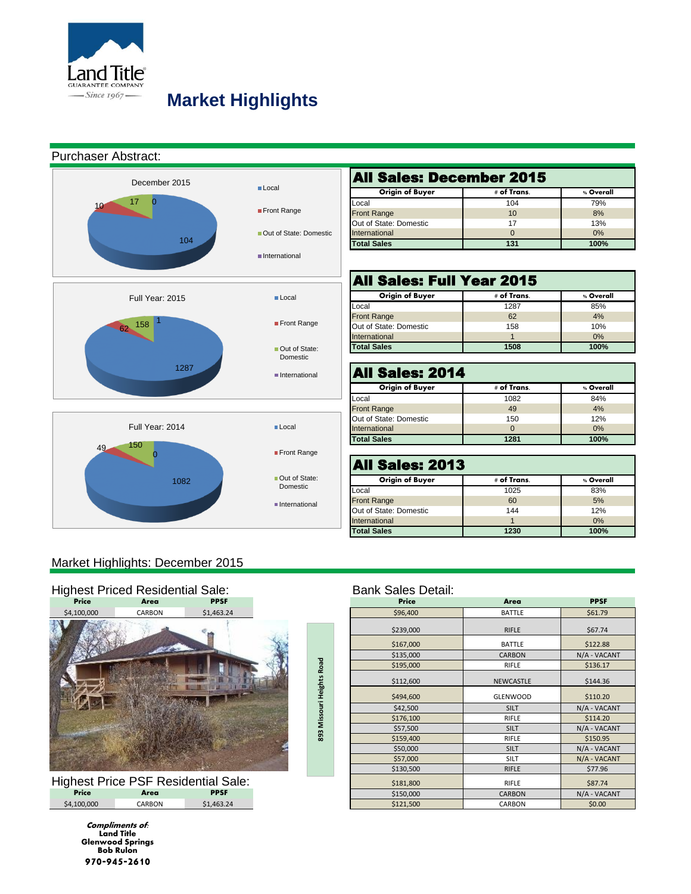# Market Highlights

## Purchaser Abstract:

December 2015

- Local
- Front Range
- Out of State: Domestic
- International

Full Year: 2015

Full Year: 2014

| **All Sales: December 2015** | | |
|---|---|---|
| **Origin of Buyer** | **# of Trans.** | **% Overall** |
| Local | 104 | 79% |
| Front Range | 10 | 8% |
| Out of State: Domestic | 17 | 13% |
| International | 0 | 0% |
| **Total Sales** | **131** | **100%** |

| **All Sales: Full Year 2015** | | |
|---|---|---|
| **Origin of Buyer** | **# of Trans.** | **% Overall** |
| Local | 1287 | 85% |
| Front Range | 62 | 4% |
| Out of State: Domestic | 158 | 10% |
| International | 1 | 0% |
| **Total Sales** | **1508** | **100%** |

| **All Sales: 2014** | | |
|---|---|---|
| **Origin of Buyer** | **# of Trans.** | **% Overall** |
| Local | 1082 | 84% |
| Front Range | 49 | 4% |
| Out of State: Domestic | 150 | 12% |
| International | 0 | 0% |
| **Total Sales** | **1281** | **100%** |

| **All Sales: 2013** | | |
|---|---|---|
| **Origin of Buyer** | **# of Trans.** | **% Overall** |
| Local | 1025 | 83% |
| Front Range | 60 | 5% |
| Out of State: Domestic | 144 | 12% |
| International | 1 | 0% |
| **Total Sales** | **1230** | **100%** |

## Market Highlights: December 2015

### Highest Priced Residential Sale:

| Price | Area | PPSF |
|---|---|---|
| $4,100,000 | CARBON | $1,463.24 |

893 Missouri Heights Road

### Highest Price PSF Residential Sale:

| Price | Area | PPSF |
|---|---|---|
| $4,100,000 | CARBON | $1,463.24 |

### Bank Sales Detail:

| Price | Area | PPSF |
|---|---|---|
| $96,400 | BATTLE | $61.79 |
| $239,000 | RIFLE | $67.74 |
| $167,000 | BATTLE | $122.88 |
| $135,000 | CARBON | N/A - VACANT |
| $195,000 | RIFLE | $136.17 |
| $112,600 | NEWCASTLE | $144.36 |
| $494,600 | GLENWOOD | $110.20 |
| $42,500 | SILT | N/A - VACANT |
| $176,100 | RIFLE | $114.20 |
| $57,500 | SILT | N/A - VACANT |
| $159,400 | RIFLE | $150.95 |
| $50,000 | SILT | N/A - VACANT |
| $57,000 | SILT | N/A - VACANT |
| $130,500 | RIFLE | $77.96 |
| $181,800 | RIFLE | $87.74 |
| $150,000 | CARBON | N/A - VACANT |
| $121,500 | CARBON | $0.00 |

***Compliments of:***
**Land Title**
**Glenwood Springs**
**Bob Rulon**
**970-945-2610**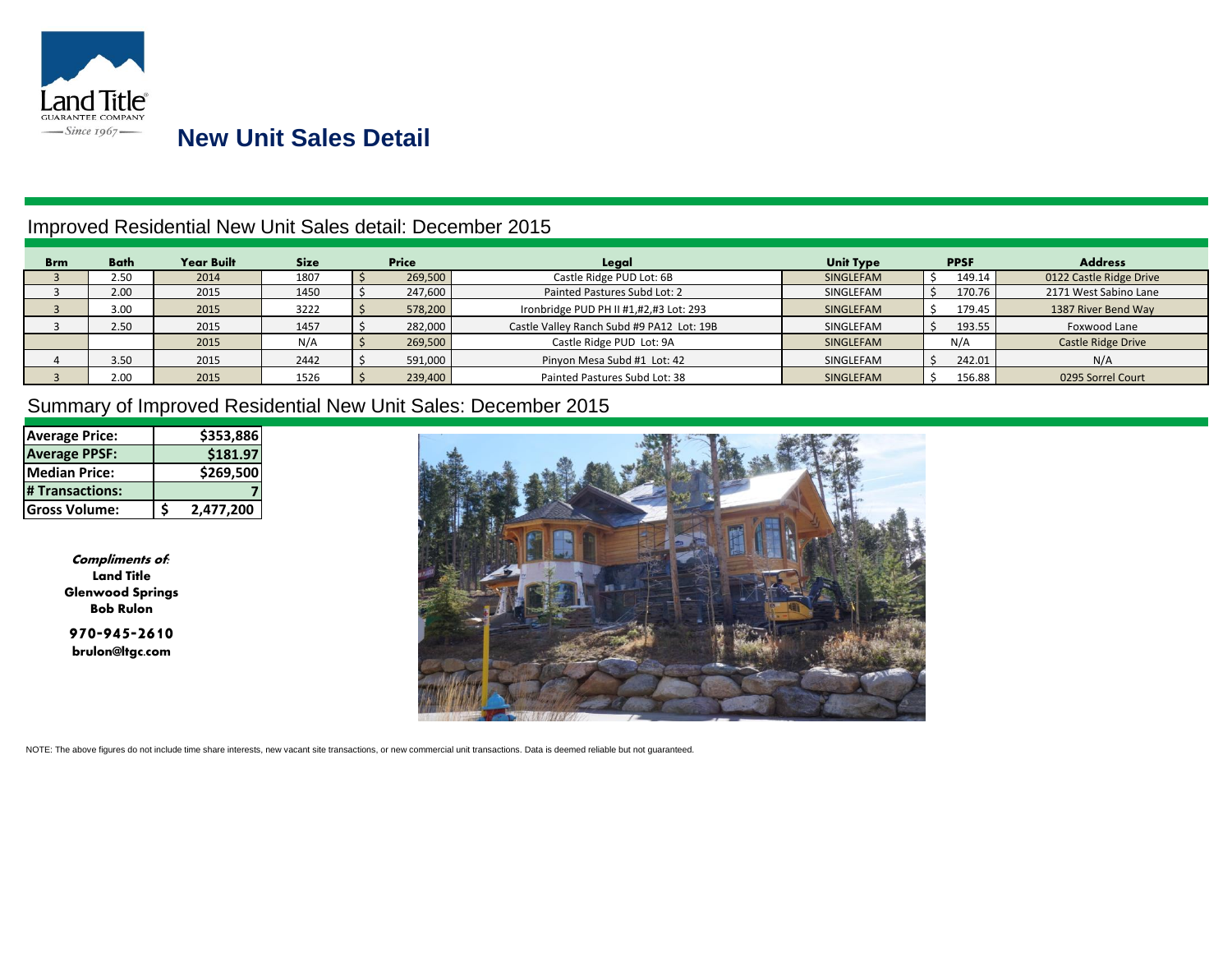Land Title GUARANTEE COMPANY — Since 1967 —

# New Unit Sales Detail

## Improved Residential New Unit Sales detail: December 2015

| Brm | Bath | Year Built | Size | Price | Legal | Unit Type | PPSF | Address |
|---|---|---|---|---|---|---|---|---|
| 3 | 2.50 | 2014 | 1807 | $ 269,500 | Castle Ridge PUD Lot: 6B | SINGLEFAM | $ 149.14 | 0122 Castle Ridge Drive |
| 3 | 2.00 | 2015 | 1450 | $ 247,600 | Painted Pastures Subd Lot: 2 | SINGLEFAM | $ 170.76 | 2171 West Sabino Lane |
| 3 | 3.00 | 2015 | 3222 | $ 578,200 | Ironbridge PUD PH II #1,#2,#3 Lot: 293 | SINGLEFAM | $ 179.45 | 1387 River Bend Way |
| 3 | 2.50 | 2015 | 1457 | $ 282,000 | Castle Valley Ranch Subd #9 PA12 Lot: 19B | SINGLEFAM | $ 193.55 | Foxwood Lane |
| | | 2015 | N/A | $ 269,500 | Castle Ridge PUD Lot: 9A | SINGLEFAM | N/A | Castle Ridge Drive |
| 4 | 3.50 | 2015 | 2442 | $ 591,000 | Pinyon Mesa Subd #1 Lot: 42 | SINGLEFAM | $ 242.01 | N/A |
| 3 | 2.00 | 2015 | 1526 | $ 239,400 | Painted Pastures Subd Lot: 38 | SINGLEFAM | $ 156.88 | 0295 Sorrel Court |

## Summary of Improved Residential New Unit Sales: December 2015

| | |
|---|---|
| **Average Price:** | **$353,886** |
| **Average PPSF:** | **$181.97** |
| **Median Price:** | **$269,500** |
| **# Transactions:** | **7** |
| **Gross Volume:** | **$ 2,477,200** |

***Compliments of:***
**Land Title**
**Glenwood Springs**
**Bob Rulon**

**970-945-2610**
**brulon@ltgc.com**

NOTE: The above figures do not include time share interests, new vacant site transactions, or new commercial unit transactions. Data is deemed reliable but not guaranteed.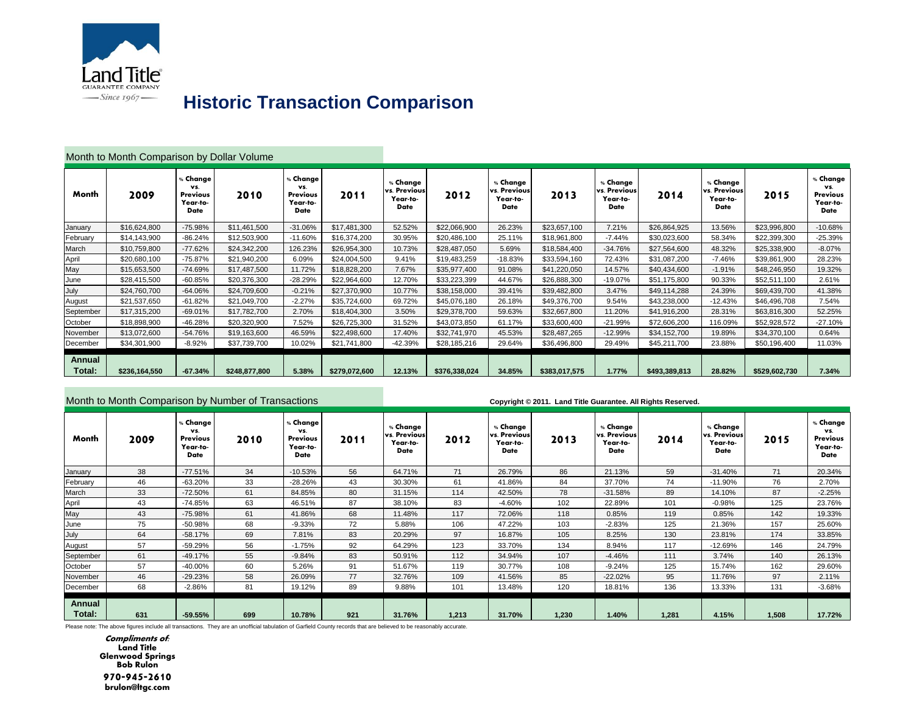Land Title GUARANTEE COMPANY — Since 1967 —

# Historic Transaction Comparison

## Month to Month Comparison by Dollar Volume

| Month | 2009 | % Change vs. Previous Year-to-Date | 2010 | % Change vs. Previous Year-to-Date | 2011 | % Change vs. Previous Year-to-Date | 2012 | % Change vs. Previous Year-to-Date | 2013 | % Change vs. Previous Year-to-Date | 2014 | % Change vs. Previous Year-to-Date | 2015 | % Change vs. Previous Year-to-Date |
|---|---|---|---|---|---|---|---|---|---|---|---|---|---|---|
| January | $16,624,800 | -75.98% | $11,461,500 | -31.06% | $17,481,300 | 52.52% | $22,066,900 | 26.23% | $23,657,100 | 7.21% | $26,864,925 | 13.56% | $23,996,800 | -10.68% |
| February | $14,143,900 | -86.24% | $12,503,900 | -11.60% | $16,374,200 | 30.95% | $20,486,100 | 25.11% | $18,961,800 | -7.44% | $30,023,600 | 58.34% | $22,399,300 | -25.39% |
| March | $10,759,800 | -77.62% | $24,342,200 | 126.23% | $26,954,300 | 10.73% | $28,487,050 | 5.69% | $18,584,400 | -34.76% | $27,564,600 | 48.32% | $25,338,900 | -8.07% |
| April | $20,680,100 | -75.87% | $21,940,200 | 6.09% | $24,004,500 | 9.41% | $19,483,259 | -18.83% | $33,594,160 | 72.43% | $31,087,200 | -7.46% | $39,861,900 | 28.23% |
| May | $15,653,500 | -74.69% | $17,487,500 | 11.72% | $18,828,200 | 7.67% | $35,977,400 | 91.08% | $41,220,050 | 14.57% | $40,434,600 | -1.91% | $48,246,950 | 19.32% |
| June | $28,415,500 | -60.85% | $20,376,300 | -28.29% | $22,964,600 | 12.70% | $33,223,399 | 44.67% | $26,888,300 | -19.07% | $51,175,800 | 90.33% | $52,511,100 | 2.61% |
| July | $24,760,700 | -64.06% | $24,709,600 | -0.21% | $27,370,900 | 10.77% | $38,158,000 | 39.41% | $39,482,800 | 3.47% | $49,114,288 | 24.39% | $69,439,700 | 41.38% |
| August | $21,537,650 | -61.82% | $21,049,700 | -2.27% | $35,724,600 | 69.72% | $45,076,180 | 26.18% | $49,376,700 | 9.54% | $43,238,000 | -12.43% | $46,496,708 | 7.54% |
| September | $17,315,200 | -69.01% | $17,782,700 | 2.70% | $18,404,300 | 3.50% | $29,378,700 | 59.63% | $32,667,800 | 11.20% | $41,916,200 | 28.31% | $63,816,300 | 52.25% |
| October | $18,898,900 | -46.28% | $20,320,900 | 7.52% | $26,725,300 | 31.52% | $43,073,850 | 61.17% | $33,600,400 | -21.99% | $72,606,200 | 116.09% | $52,928,572 | -27.10% |
| November | $13,072,600 | -54.76% | $19,163,600 | 46.59% | $22,498,600 | 17.40% | $32,741,970 | 45.53% | $28,487,265 | -12.99% | $34,152,700 | 19.89% | $34,370,100 | 0.64% |
| December | $34,301,900 | -8.92% | $37,739,700 | 10.02% | $21,741,800 | -42.39% | $28,185,216 | 29.64% | $36,496,800 | 29.49% | $45,211,700 | 23.88% | $50,196,400 | 11.03% |
| **Annual Total:** | **$236,164,550** | **-67.34%** | **$248,877,800** | **5.38%** | **$279,072,600** | **12.13%** | **$376,338,024** | **34.85%** | **$383,017,575** | **1.77%** | **$493,389,813** | **28.82%** | **$529,602,730** | **7.34%** |

## Month to Month Comparison by Number of Transactions

Copyright © 2011. Land Title Guarantee. All Rights Reserved.

| Month | 2009 | % Change vs. Previous Year-to-Date | 2010 | % Change vs. Previous Year-to-Date | 2011 | % Change vs. Previous Year-to-Date | 2012 | % Change vs. Previous Year-to-Date | 2013 | % Change vs. Previous Year-to-Date | 2014 | % Change vs. Previous Year-to-Date | 2015 | % Change vs. Previous Year-to-Date |
|---|---|---|---|---|---|---|---|---|---|---|---|---|---|---|
| January | 38 | -77.51% | 34 | -10.53% | 56 | 64.71% | 71 | 26.79% | 86 | 21.13% | 59 | -31.40% | 71 | 20.34% |
| February | 46 | -63.20% | 33 | -28.26% | 43 | 30.30% | 61 | 41.86% | 84 | 37.70% | 74 | -11.90% | 76 | 2.70% |
| March | 33 | -72.50% | 61 | 84.85% | 80 | 31.15% | 114 | 42.50% | 78 | -31.58% | 89 | 14.10% | 87 | -2.25% |
| April | 43 | -74.85% | 63 | 46.51% | 87 | 38.10% | 83 | -4.60% | 102 | 22.89% | 101 | -0.98% | 125 | 23.76% |
| May | 43 | -75.98% | 61 | 41.86% | 68 | 11.48% | 117 | 72.06% | 118 | 0.85% | 119 | 0.85% | 142 | 19.33% |
| June | 75 | -50.98% | 68 | -9.33% | 72 | 5.88% | 106 | 47.22% | 103 | -2.83% | 125 | 21.36% | 157 | 25.60% |
| July | 64 | -58.17% | 69 | 7.81% | 83 | 20.29% | 97 | 16.87% | 105 | 8.25% | 130 | 23.81% | 174 | 33.85% |
| August | 57 | -59.29% | 56 | -1.75% | 92 | 64.29% | 123 | 33.70% | 134 | 8.94% | 117 | -12.69% | 146 | 24.79% |
| September | 61 | -49.17% | 55 | -9.84% | 83 | 50.91% | 112 | 34.94% | 107 | -4.46% | 111 | 3.74% | 140 | 26.13% |
| October | 57 | -40.00% | 60 | 5.26% | 91 | 51.67% | 119 | 30.77% | 108 | -9.24% | 125 | 15.74% | 162 | 29.60% |
| November | 46 | -29.23% | 58 | 26.09% | 77 | 32.76% | 109 | 41.56% | 85 | -22.02% | 95 | 11.76% | 97 | 2.11% |
| December | 68 | -2.86% | 81 | 19.12% | 89 | 9.88% | 101 | 13.48% | 120 | 18.81% | 136 | 13.33% | 131 | -3.68% |
| **Annual Total:** | **631** | **-59.55%** | **699** | **10.78%** | **921** | **31.76%** | **1,213** | **31.70%** | **1,230** | **1.40%** | **1,281** | **4.15%** | **1,508** | **17.72%** |

Please note: The above figures include all transactions. They are an unofficial tabulation of Garfield County records that are believed to be reasonably accurate.

***Compliments of:***
**Land Title**
**Glenwood Springs**
**Bob Rulon**
**970-945-2610**
**brulon@ltgc.com**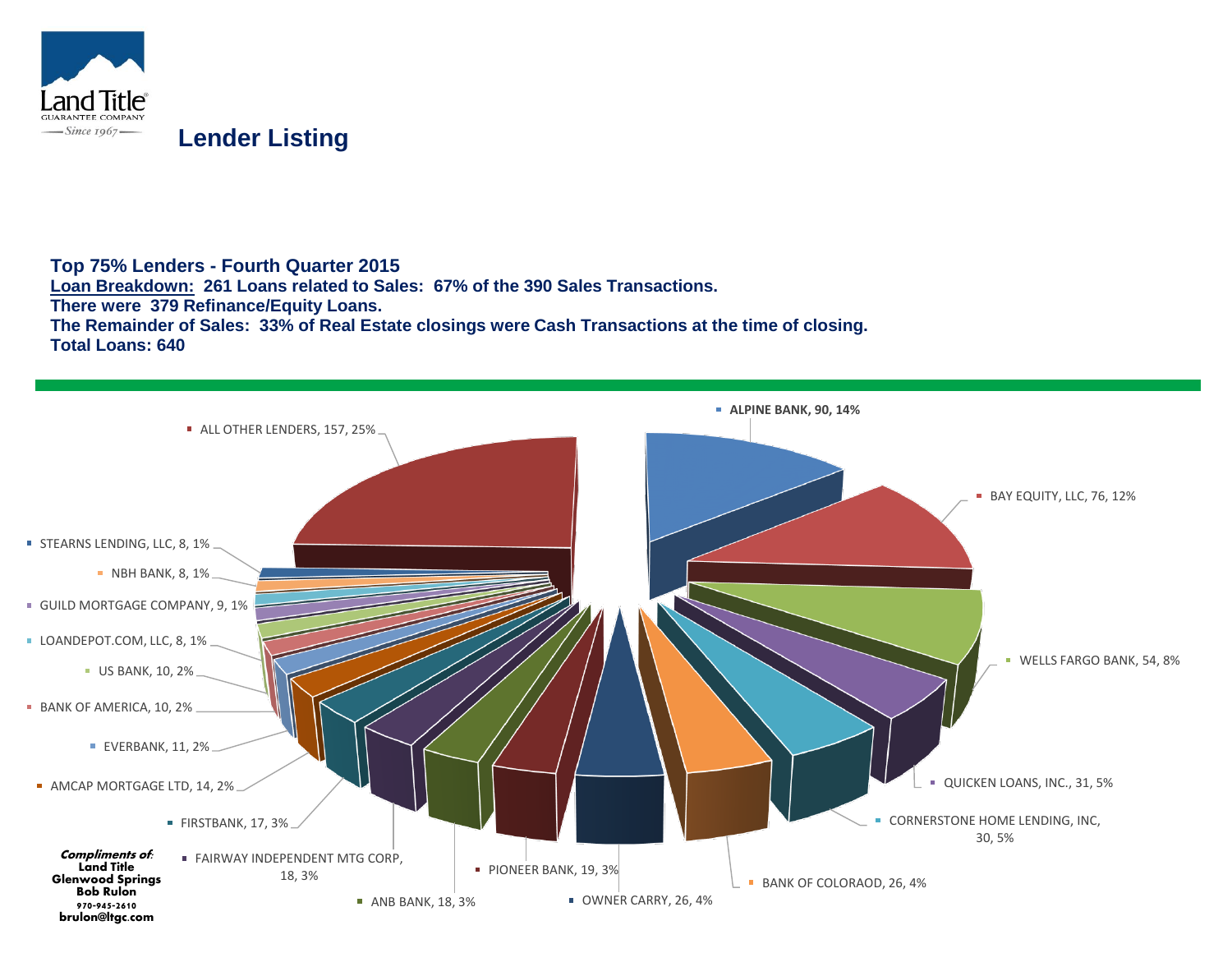Land Title
GUARANTEE COMPANY
Since 1967

# Lender Listing

**Top 75% Lenders - Fourth Quarter 2015**
**Loan Breakdown: 261 Loans related to Sales: 67% of the 390 Sales Transactions.**
**There were 379 Refinance/Equity Loans.**
**The Remainder of Sales: 33% of Real Estate closings were Cash Transactions at the time of closing.**
**Total Loans: 640**

ALPINE BANK, 90, 14%
BAY EQUITY, LLC, 76, 12%
WELLS FARGO BANK, 54, 8%
QUICKEN LOANS, INC., 31, 5%
CORNERSTONE HOME LENDING, INC, 30, 5%
BANK OF COLORAOD, 26, 4%
OWNER CARRY, 26, 4%
PIONEER BANK, 19, 3%
ANB BANK, 18, 3%
FAIRWAY INDEPENDENT MTG CORP, 18, 3%
FIRSTBANK, 17, 3%
AMCAP MORTGAGE LTD, 14, 2%
EVERBANK, 11, 2%
BANK OF AMERICA, 10, 2%
US BANK, 10, 2%
LOANDEPOT.COM, LLC, 8, 1%
GUILD MORTGAGE COMPANY, 9, 1%
NBH BANK, 8, 1%
STEARNS LENDING, LLC, 8, 1%
ALL OTHER LENDERS, 157, 25%

*Compliments of:*
Land Title
Glenwood Springs
Bob Rulon
970-945-2610
brulon@ltgc.com